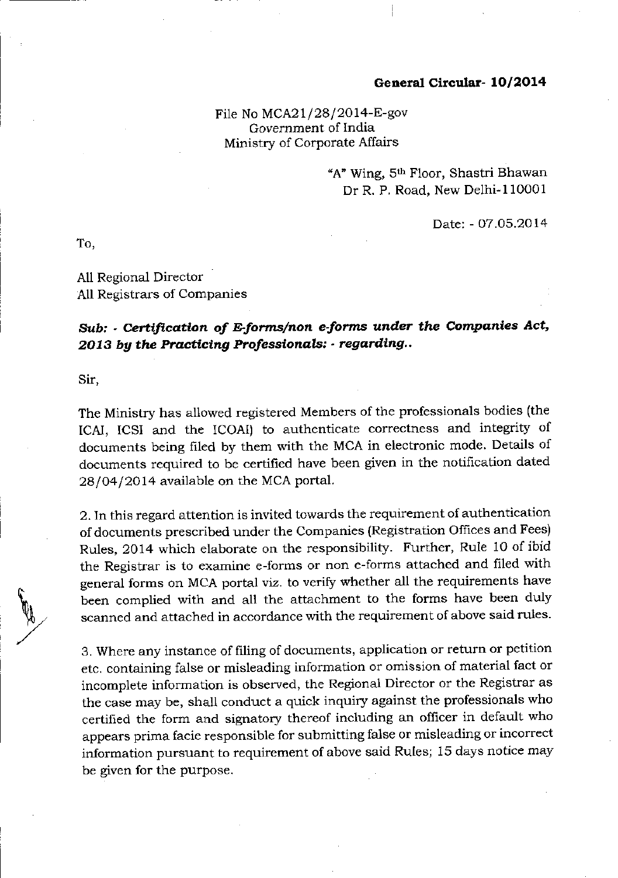**General Circular- 10/2014**

File No MCA21/28/2014-E-gov
Government of India
Ministry of Corporate Affairs

"A" Wing, 5th Floor, Shastri Bhawan
Dr R. P. Road, New Delhi-110001

Date: - 07.05.2014

To,

All Regional Director
All Registrars of Companies

***Sub: - Certification of E-forms/non e-forms under the Companies Act, 2013 by the Practicing Professionals: - regarding..***

Sir,

The Ministry has allowed registered Members of the professionals bodies (the ICAI, ICSI and the ICOAI) to authenticate correctness and integrity of documents being filed by them with the MCA in electronic mode. Details of documents required to be certified have been given in the notification dated 28/04/2014 available on the MCA portal.

2. In this regard attention is invited towards the requirement of authentication of documents prescribed under the Companies (Registration Offices and Fees) Rules, 2014 which elaborate on the responsibility. Further, Rule 10 of ibid the Registrar is to examine e-forms or non e-forms attached and filed with general forms on MCA portal viz. to verify whether all the requirements have been complied with and all the attachment to the forms have been duly scanned and attached in accordance with the requirement of above said rules.

3. Where any instance of filing of documents, application or return or petition etc. containing false or misleading information or omission of material fact or incomplete information is observed, the Regional Director or the Registrar as the case may be, shall conduct a quick inquiry against the professionals who certified the form and signatory thereof including an officer in default who appears prima facie responsible for submitting false or misleading or incorrect information pursuant to requirement of above said Rules; 15 days notice may be given for the purpose.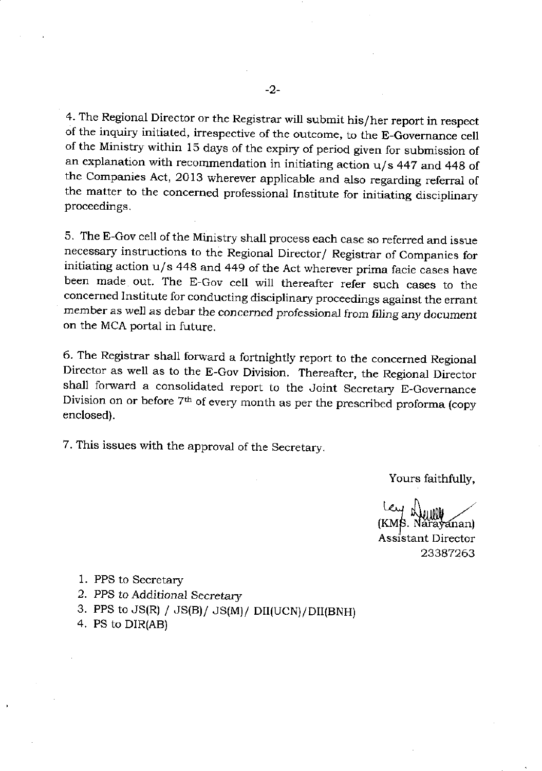4. The Regional Director or the Registrar will submit his/her report in respect of the inquiry initiated, irrespective of the outcome, to the E-Governance cell of the Ministry within 15 days of the expiry of period given for submission of an explanation with recommendation in initiating action u/s 447 and 448 of the Companies Act, 2013 wherever applicable and also regarding referral of the matter to the concerned professional Institute for initiating disciplinary proceedings.

5. The E-Gov cell of the Ministry shall process each case so referred and issue necessary instructions to the Regional Director/ Registrar of Companies for initiating action u/s 448 and 449 of the Act wherever prima facie cases have been made out. The E-Gov cell will thereafter refer such cases to the concerned Institute for conducting disciplinary proceedings against the errant member as well as debar the concerned professional from filing any document on the MCA portal in future.

6. The Registrar shall forward a fortnightly report to the concerned Regional Director as well as to the E-Gov Division. Thereafter, the Regional Director shall forward a consolidated report to the Joint Secretary E-Governance Division on or before 7th of every month as per the prescribed proforma (copy enclosed).

7. This issues with the approval of the Secretary.

Yours faithfully,

(KMS. Narayanan)
Assistant Director
23387263

1. PPS to Secretary
2. PPS to Additional Secretary
3. PPS to JS(R) / JS(B)/ JS(M)/ DII(UCN)/DII(BNH)
4. PS to DIR(AB)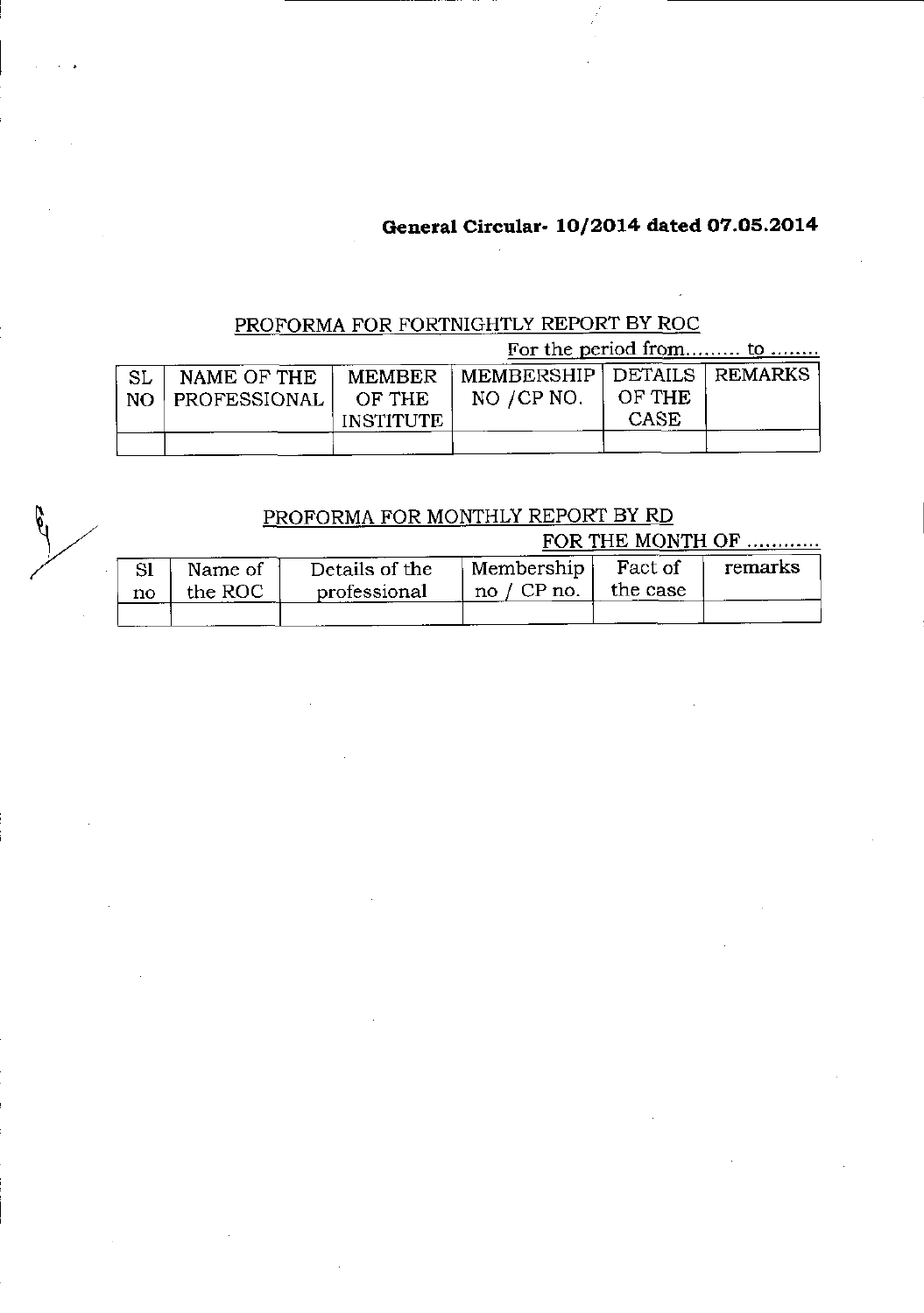**General Circular- 10/2014 dated 07.05.2014**

## PROFORMA FOR FORTNIGHTLY REPORT BY ROC

For the period from......... to ........

| SL NO | NAME OF THE PROFESSIONAL | MEMBER OF THE INSTITUTE | MEMBERSHIP NO /CP NO. | DETAILS OF THE CASE | REMARKS |
|---|---|---|---|---|---|
| | | | | | |

## PROFORMA FOR MONTHLY REPORT BY RD

FOR THE MONTH OF ............

| Sl no | Name of the ROC | Details of the professional | Membership no / CP no. | Fact of the case | remarks |
|---|---|---|---|---|---|
| | | | | | |